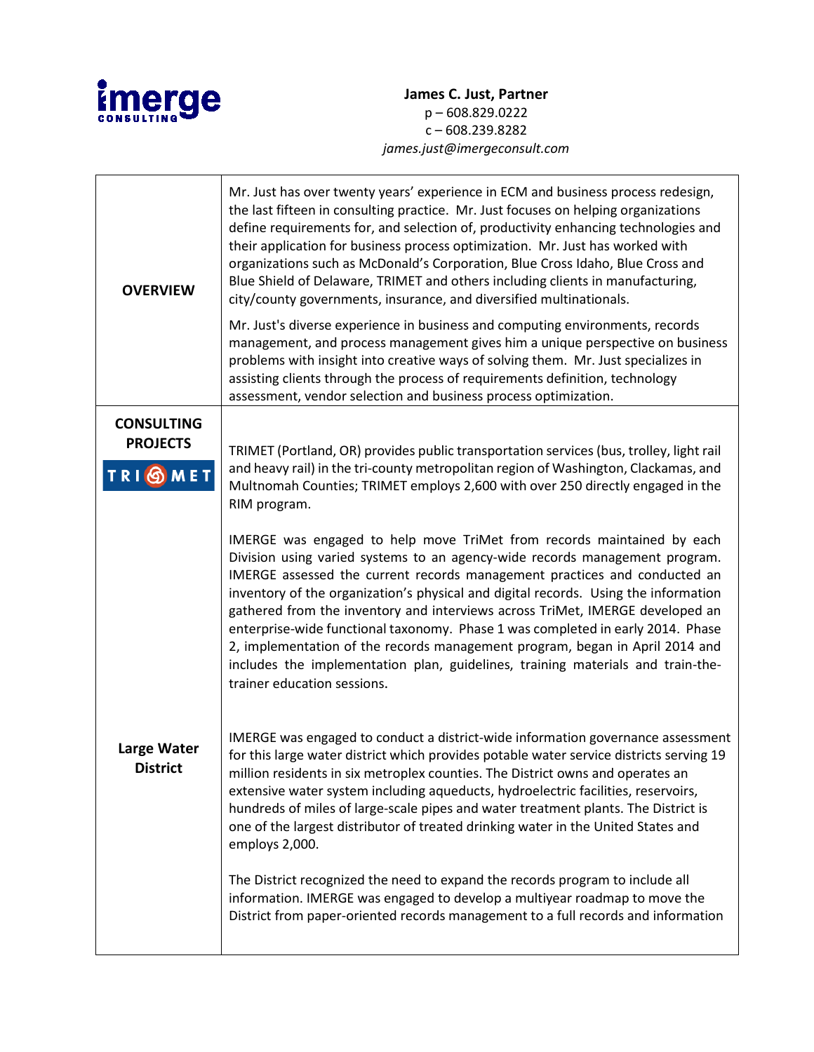**James C. Just, Partner**
p – 608.829.0222
c – 608.239.8282
*james.just@imergeconsult.com*

| | |
|---|---|
| **OVERVIEW** | Mr. Just has over twenty years' experience in ECM and business process redesign, the last fifteen in consulting practice. Mr. Just focuses on helping organizations define requirements for, and selection of, productivity enhancing technologies and their application for business process optimization. Mr. Just has worked with organizations such as McDonald's Corporation, Blue Cross Idaho, Blue Cross and Blue Shield of Delaware, TRIMET and others including clients in manufacturing, city/county governments, insurance, and diversified multinationals.<br><br>Mr. Just's diverse experience in business and computing environments, records management, and process management gives him a unique perspective on business problems with insight into creative ways of solving them. Mr. Just specializes in assisting clients through the process of requirements definition, technology assessment, vendor selection and business process optimization. |
| **CONSULTING PROJECTS**<br><br>TRIMET | TRIMET (Portland, OR) provides public transportation services (bus, trolley, light rail and heavy rail) in the tri-county metropolitan region of Washington, Clackamas, and Multnomah Counties; TRIMET employs 2,600 with over 250 directly engaged in the RIM program.<br><br>IMERGE was engaged to help move TriMet from records maintained by each Division using varied systems to an agency-wide records management program. IMERGE assessed the current records management practices and conducted an inventory of the organization's physical and digital records. Using the information gathered from the inventory and interviews across TriMet, IMERGE developed an enterprise-wide functional taxonomy. Phase 1 was completed in early 2014. Phase 2, implementation of the records management program, began in April 2014 and includes the implementation plan, guidelines, training materials and train-the-trainer education sessions. |
| **Large Water District** | IMERGE was engaged to conduct a district-wide information governance assessment for this large water district which provides potable water service districts serving 19 million residents in six metroplex counties. The District owns and operates an extensive water system including aqueducts, hydroelectric facilities, reservoirs, hundreds of miles of large-scale pipes and water treatment plants. The District is one of the largest distributor of treated drinking water in the United States and employs 2,000.<br><br>The District recognized the need to expand the records program to include all information. IMERGE was engaged to develop a multiyear roadmap to move the District from paper-oriented records management to a full records and information |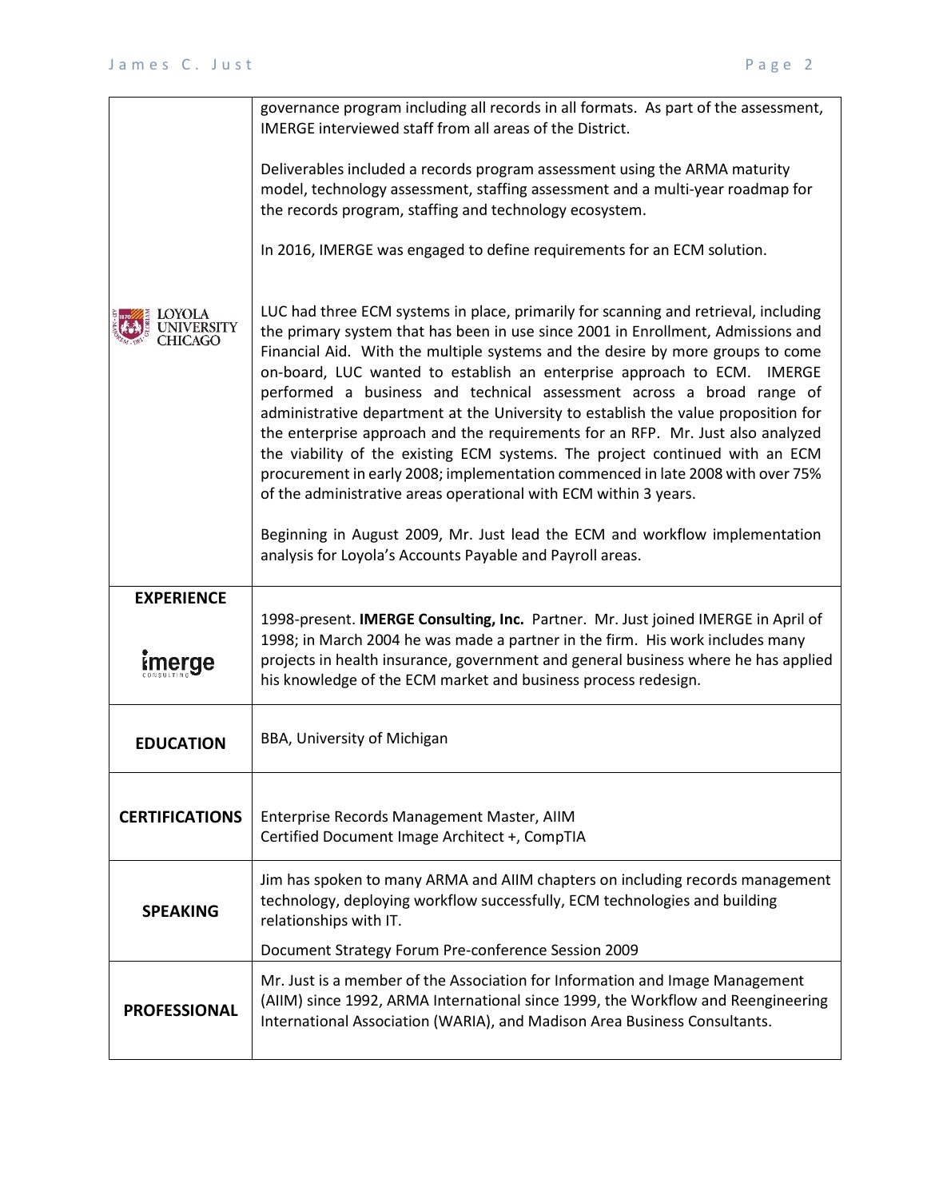| | |
|---|---|
| | governance program including all records in all formats. As part of the assessment, IMERGE interviewed staff from all areas of the District.<br><br>Deliverables included a records program assessment using the ARMA maturity model, technology assessment, staffing assessment and a multi-year roadmap for the records program, staffing and technology ecosystem.<br><br>In 2016, IMERGE was engaged to define requirements for an ECM solution. |
| LOYOLA UNIVERSITY CHICAGO | LUC had three ECM systems in place, primarily for scanning and retrieval, including the primary system that has been in use since 2001 in Enrollment, Admissions and Financial Aid. With the multiple systems and the desire by more groups to come on-board, LUC wanted to establish an enterprise approach to ECM. IMERGE performed a business and technical assessment across a broad range of administrative department at the University to establish the value proposition for the enterprise approach and the requirements for an RFP. Mr. Just also analyzed the viability of the existing ECM systems. The project continued with an ECM procurement in early 2008; implementation commenced in late 2008 with over 75% of the administrative areas operational with ECM within 3 years.<br><br>Beginning in August 2009, Mr. Just lead the ECM and workflow implementation analysis for Loyola's Accounts Payable and Payroll areas. |
| **EXPERIENCE**<br><br>imerge CONSULTING | 1998-present. **IMERGE Consulting, Inc.** Partner. Mr. Just joined IMERGE in April of 1998; in March 2004 he was made a partner in the firm. His work includes many projects in health insurance, government and general business where he has applied his knowledge of the ECM market and business process redesign. |
| **EDUCATION** | BBA, University of Michigan |
| **CERTIFICATIONS** | Enterprise Records Management Master, AIIM<br>Certified Document Image Architect +, CompTIA |
| **SPEAKING** | Jim has spoken to many ARMA and AIIM chapters on including records management technology, deploying workflow successfully, ECM technologies and building relationships with IT.<br><br>Document Strategy Forum Pre-conference Session 2009 |
| **PROFESSIONAL** | Mr. Just is a member of the Association for Information and Image Management (AIIM) since 1992, ARMA International since 1999, the Workflow and Reengineering International Association (WARIA), and Madison Area Business Consultants. |